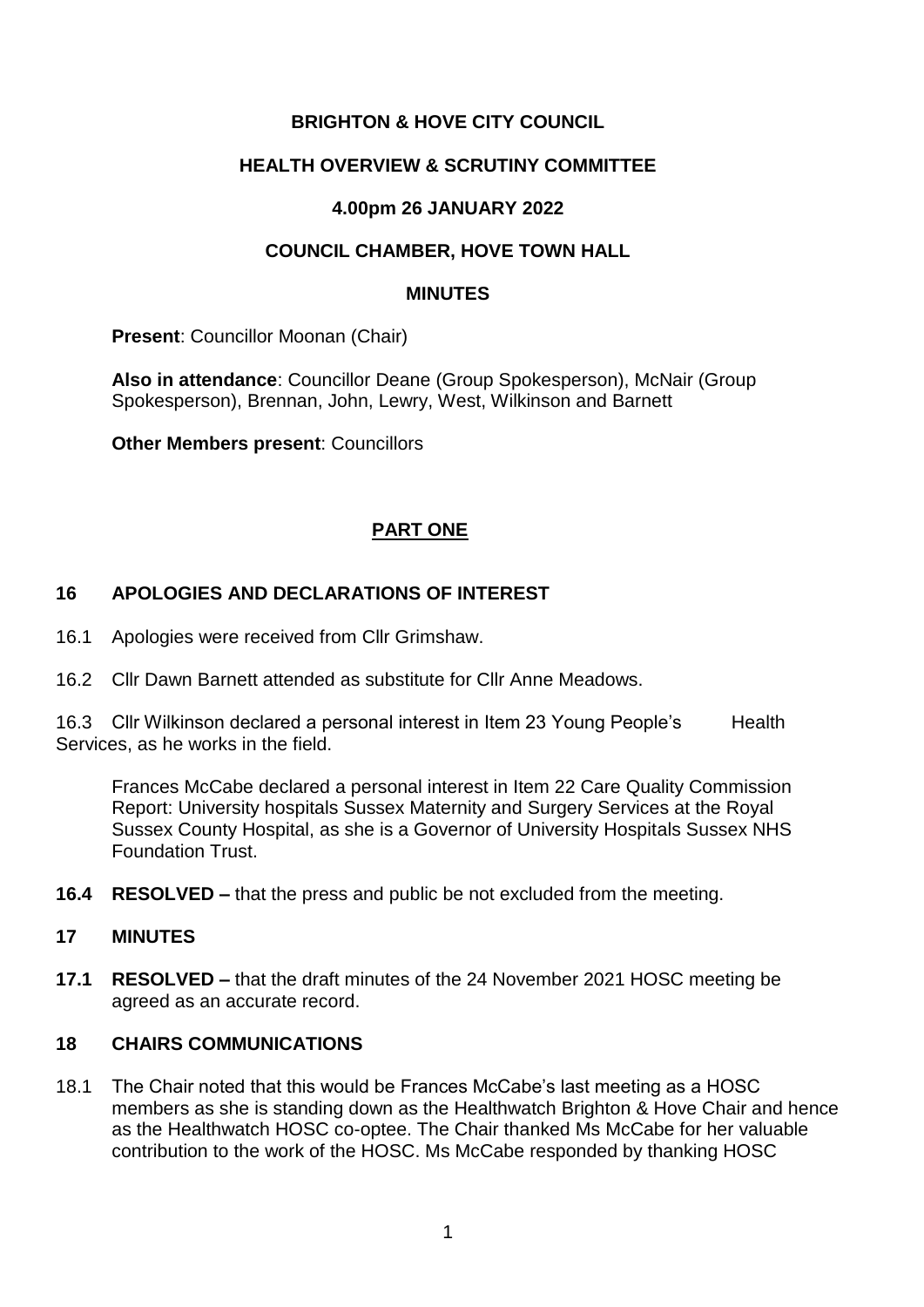**BRIGHTON & HOVE CITY COUNCIL**

**HEALTH OVERVIEW & SCRUTINY COMMITTEE**

**4.00pm 26 JANUARY 2022**

**COUNCIL CHAMBER, HOVE TOWN HALL**

**MINUTES**

**Present**: Councillor Moonan (Chair)

**Also in attendance**: Councillor Deane (Group Spokesperson), McNair (Group Spokesperson), Brennan, John, Lewry, West, Wilkinson and Barnett

**Other Members present**: Councillors

**PART ONE**

## 16 APOLOGIES AND DECLARATIONS OF INTEREST

16.1 Apologies were received from Cllr Grimshaw.

16.2 Cllr Dawn Barnett attended as substitute for Cllr Anne Meadows.

16.3 Cllr Wilkinson declared a personal interest in Item 23 Young People's Health Services, as he works in the field.

Frances McCabe declared a personal interest in Item 22 Care Quality Commission Report: University hospitals Sussex Maternity and Surgery Services at the Royal Sussex County Hospital, as she is a Governor of University Hospitals Sussex NHS Foundation Trust.

**16.4 RESOLVED –** that the press and public be not excluded from the meeting.

## 17 MINUTES

**17.1 RESOLVED –** that the draft minutes of the 24 November 2021 HOSC meeting be agreed as an accurate record.

## 18 CHAIRS COMMUNICATIONS

18.1 The Chair noted that this would be Frances McCabe's last meeting as a HOSC members as she is standing down as the Healthwatch Brighton & Hove Chair and hence as the Healthwatch HOSC co-optee. The Chair thanked Ms McCabe for her valuable contribution to the work of the HOSC. Ms McCabe responded by thanking HOSC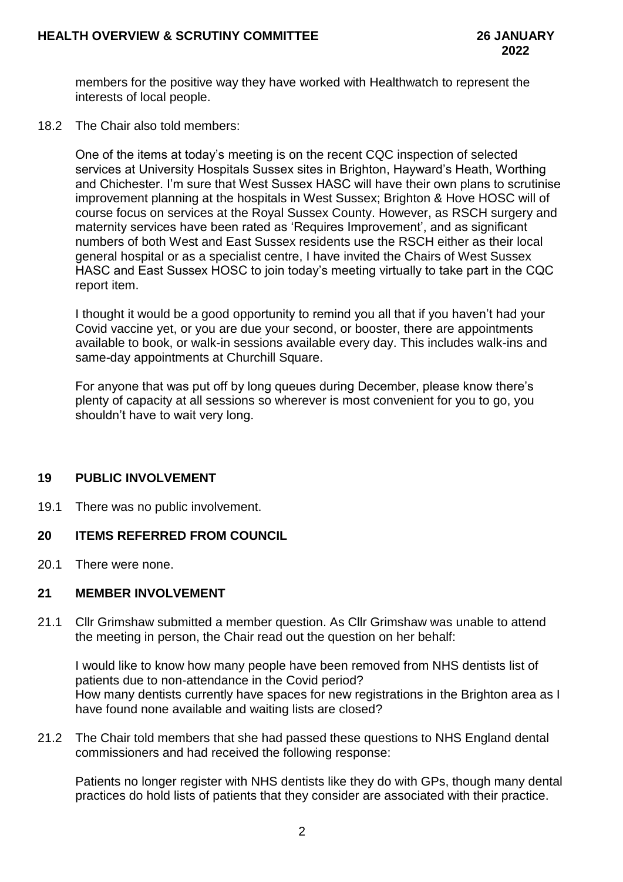members for the positive way they have worked with Healthwatch to represent the interests of local people.

18.2 The Chair also told members:

One of the items at today's meeting is on the recent CQC inspection of selected services at University Hospitals Sussex sites in Brighton, Hayward's Heath, Worthing and Chichester. I'm sure that West Sussex HASC will have their own plans to scrutinise improvement planning at the hospitals in West Sussex; Brighton & Hove HOSC will of course focus on services at the Royal Sussex County. However, as RSCH surgery and maternity services have been rated as 'Requires Improvement', and as significant numbers of both West and East Sussex residents use the RSCH either as their local general hospital or as a specialist centre, I have invited the Chairs of West Sussex HASC and East Sussex HOSC to join today's meeting virtually to take part in the CQC report item.

I thought it would be a good opportunity to remind you all that if you haven't had your Covid vaccine yet, or you are due your second, or booster, there are appointments available to book, or walk-in sessions available every day. This includes walk-ins and same-day appointments at Churchill Square.

For anyone that was put off by long queues during December, please know there's plenty of capacity at all sessions so wherever is most convenient for you to go, you shouldn't have to wait very long.

## 19 PUBLIC INVOLVEMENT

19.1 There was no public involvement.

## 20 ITEMS REFERRED FROM COUNCIL

20.1 There were none.

## 21 MEMBER INVOLVEMENT

21.1 Cllr Grimshaw submitted a member question. As Cllr Grimshaw was unable to attend the meeting in person, the Chair read out the question on her behalf:

I would like to know how many people have been removed from NHS dentists list of patients due to non-attendance in the Covid period?
How many dentists currently have spaces for new registrations in the Brighton area as I have found none available and waiting lists are closed?

21.2 The Chair told members that she had passed these questions to NHS England dental commissioners and had received the following response:

Patients no longer register with NHS dentists like they do with GPs, though many dental practices do hold lists of patients that they consider are associated with their practice.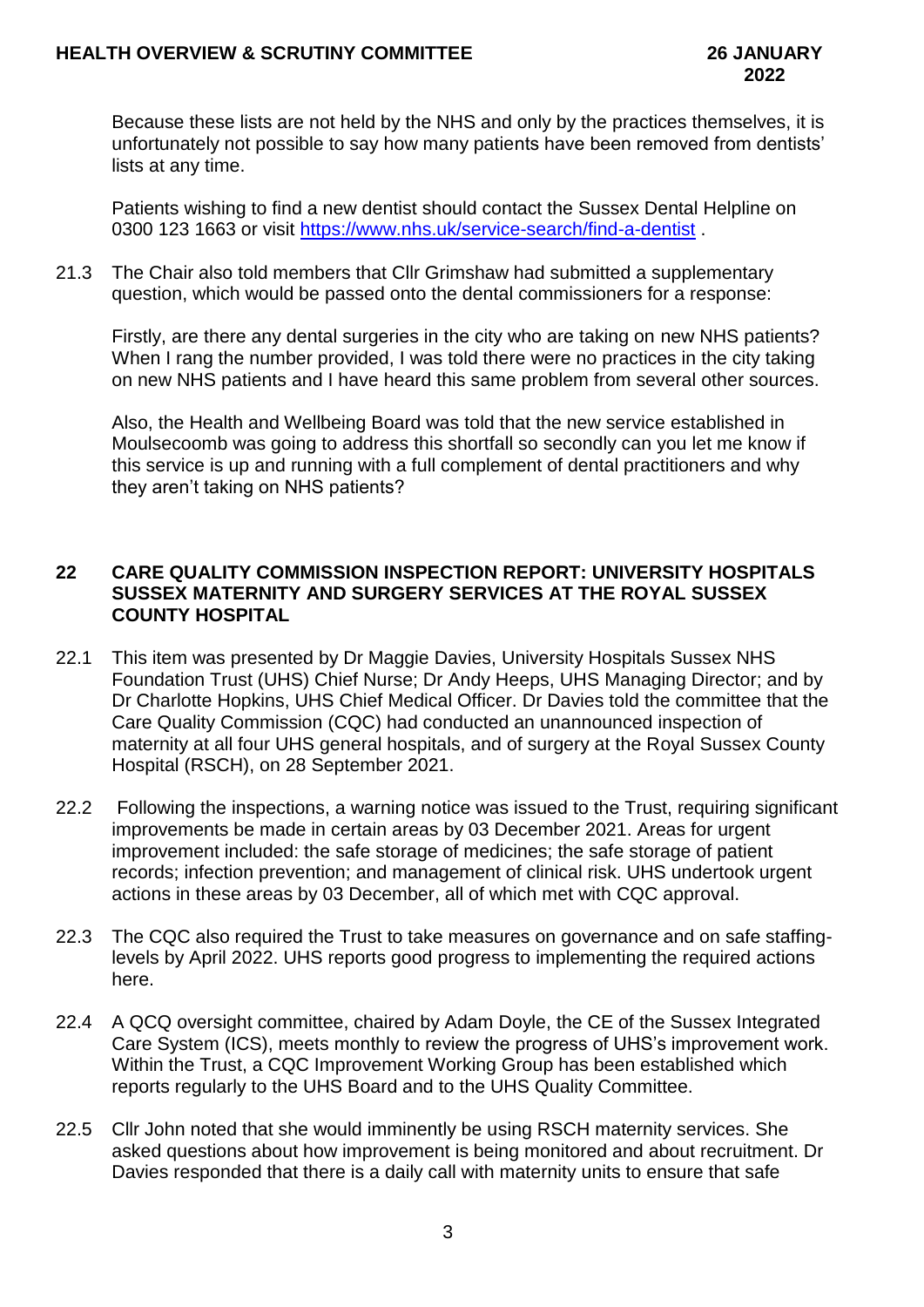Because these lists are not held by the NHS and only by the practices themselves, it is unfortunately not possible to say how many patients have been removed from dentists' lists at any time.

Patients wishing to find a new dentist should contact the Sussex Dental Helpline on 0300 123 1663 or visit https://www.nhs.uk/service-search/find-a-dentist .

21.3 The Chair also told members that Cllr Grimshaw had submitted a supplementary question, which would be passed onto the dental commissioners for a response:

Firstly, are there any dental surgeries in the city who are taking on new NHS patients? When I rang the number provided, I was told there were no practices in the city taking on new NHS patients and I have heard this same problem from several other sources.

Also, the Health and Wellbeing Board was told that the new service established in Moulsecoomb was going to address this shortfall so secondly can you let me know if this service is up and running with a full complement of dental practitioners and why they aren't taking on NHS patients?

## 22 CARE QUALITY COMMISSION INSPECTION REPORT: UNIVERSITY HOSPITALS SUSSEX MATERNITY AND SURGERY SERVICES AT THE ROYAL SUSSEX COUNTY HOSPITAL

22.1 This item was presented by Dr Maggie Davies, University Hospitals Sussex NHS Foundation Trust (UHS) Chief Nurse; Dr Andy Heeps, UHS Managing Director; and by Dr Charlotte Hopkins, UHS Chief Medical Officer. Dr Davies told the committee that the Care Quality Commission (CQC) had conducted an unannounced inspection of maternity at all four UHS general hospitals, and of surgery at the Royal Sussex County Hospital (RSCH), on 28 September 2021.

22.2 Following the inspections, a warning notice was issued to the Trust, requiring significant improvements be made in certain areas by 03 December 2021. Areas for urgent improvement included: the safe storage of medicines; the safe storage of patient records; infection prevention; and management of clinical risk. UHS undertook urgent actions in these areas by 03 December, all of which met with CQC approval.

22.3 The CQC also required the Trust to take measures on governance and on safe staffing-levels by April 2022. UHS reports good progress to implementing the required actions here.

22.4 A QCQ oversight committee, chaired by Adam Doyle, the CE of the Sussex Integrated Care System (ICS), meets monthly to review the progress of UHS's improvement work. Within the Trust, a CQC Improvement Working Group has been established which reports regularly to the UHS Board and to the UHS Quality Committee.

22.5 Cllr John noted that she would imminently be using RSCH maternity services. She asked questions about how improvement is being monitored and about recruitment. Dr Davies responded that there is a daily call with maternity units to ensure that safe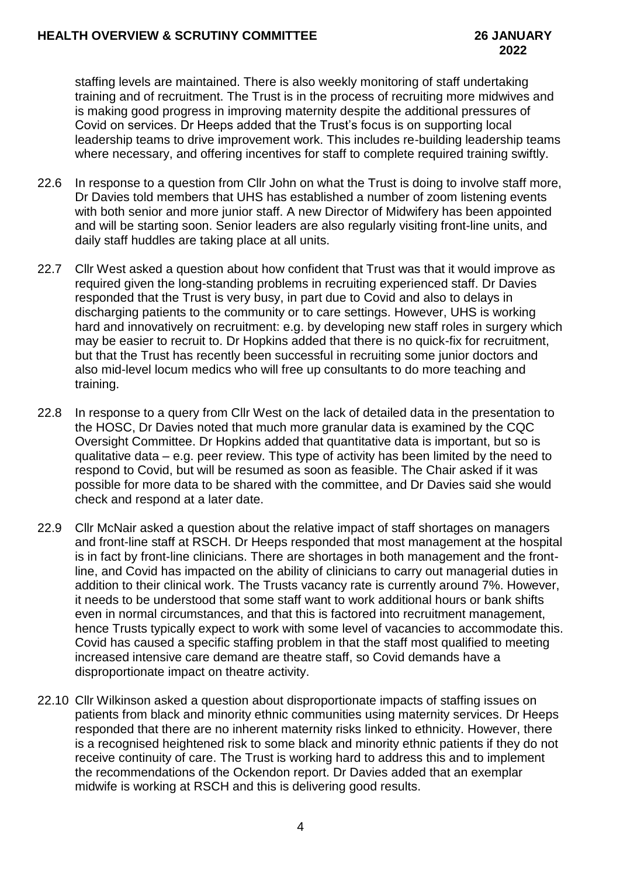staffing levels are maintained. There is also weekly monitoring of staff undertaking training and of recruitment. The Trust is in the process of recruiting more midwives and is making good progress in improving maternity despite the additional pressures of Covid on services. Dr Heeps added that the Trust's focus is on supporting local leadership teams to drive improvement work. This includes re-building leadership teams where necessary, and offering incentives for staff to complete required training swiftly.

22.6 In response to a question from Cllr John on what the Trust is doing to involve staff more, Dr Davies told members that UHS has established a number of zoom listening events with both senior and more junior staff. A new Director of Midwifery has been appointed and will be starting soon. Senior leaders are also regularly visiting front-line units, and daily staff huddles are taking place at all units.

22.7 Cllr West asked a question about how confident that Trust was that it would improve as required given the long-standing problems in recruiting experienced staff. Dr Davies responded that the Trust is very busy, in part due to Covid and also to delays in discharging patients to the community or to care settings. However, UHS is working hard and innovatively on recruitment: e.g. by developing new staff roles in surgery which may be easier to recruit to. Dr Hopkins added that there is no quick-fix for recruitment, but that the Trust has recently been successful in recruiting some junior doctors and also mid-level locum medics who will free up consultants to do more teaching and training.

22.8 In response to a query from Cllr West on the lack of detailed data in the presentation to the HOSC, Dr Davies noted that much more granular data is examined by the CQC Oversight Committee. Dr Hopkins added that quantitative data is important, but so is qualitative data – e.g. peer review. This type of activity has been limited by the need to respond to Covid, but will be resumed as soon as feasible. The Chair asked if it was possible for more data to be shared with the committee, and Dr Davies said she would check and respond at a later date.

22.9 Cllr McNair asked a question about the relative impact of staff shortages on managers and front-line staff at RSCH. Dr Heeps responded that most management at the hospital is in fact by front-line clinicians. There are shortages in both management and the front-line, and Covid has impacted on the ability of clinicians to carry out managerial duties in addition to their clinical work. The Trusts vacancy rate is currently around 7%. However, it needs to be understood that some staff want to work additional hours or bank shifts even in normal circumstances, and that this is factored into recruitment management, hence Trusts typically expect to work with some level of vacancies to accommodate this. Covid has caused a specific staffing problem in that the staff most qualified to meeting increased intensive care demand are theatre staff, so Covid demands have a disproportionate impact on theatre activity.

22.10 Cllr Wilkinson asked a question about disproportionate impacts of staffing issues on patients from black and minority ethnic communities using maternity services. Dr Heeps responded that there are no inherent maternity risks linked to ethnicity. However, there is a recognised heightened risk to some black and minority ethnic patients if they do not receive continuity of care. The Trust is working hard to address this and to implement the recommendations of the Ockendon report. Dr Davies added that an exemplar midwife is working at RSCH and this is delivering good results.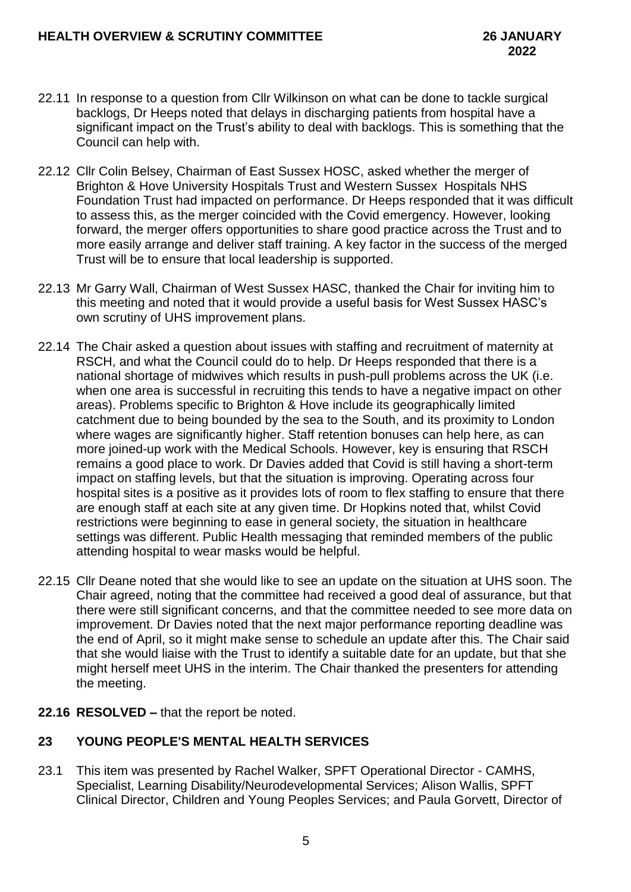22.11 In response to a question from Cllr Wilkinson on what can be done to tackle surgical backlogs, Dr Heeps noted that delays in discharging patients from hospital have a significant impact on the Trust's ability to deal with backlogs. This is something that the Council can help with.

22.12 Cllr Colin Belsey, Chairman of East Sussex HOSC, asked whether the merger of Brighton & Hove University Hospitals Trust and Western Sussex Hospitals NHS Foundation Trust had impacted on performance. Dr Heeps responded that it was difficult to assess this, as the merger coincided with the Covid emergency. However, looking forward, the merger offers opportunities to share good practice across the Trust and to more easily arrange and deliver staff training. A key factor in the success of the merged Trust will be to ensure that local leadership is supported.

22.13 Mr Garry Wall, Chairman of West Sussex HASC, thanked the Chair for inviting him to this meeting and noted that it would provide a useful basis for West Sussex HASC's own scrutiny of UHS improvement plans.

22.14 The Chair asked a question about issues with staffing and recruitment of maternity at RSCH, and what the Council could do to help. Dr Heeps responded that there is a national shortage of midwives which results in push-pull problems across the UK (i.e. when one area is successful in recruiting this tends to have a negative impact on other areas). Problems specific to Brighton & Hove include its geographically limited catchment due to being bounded by the sea to the South, and its proximity to London where wages are significantly higher. Staff retention bonuses can help here, as can more joined-up work with the Medical Schools. However, key is ensuring that RSCH remains a good place to work. Dr Davies added that Covid is still having a short-term impact on staffing levels, but that the situation is improving. Operating across four hospital sites is a positive as it provides lots of room to flex staffing to ensure that there are enough staff at each site at any given time. Dr Hopkins noted that, whilst Covid restrictions were beginning to ease in general society, the situation in healthcare settings was different. Public Health messaging that reminded members of the public attending hospital to wear masks would be helpful.

22.15 Cllr Deane noted that she would like to see an update on the situation at UHS soon. The Chair agreed, noting that the committee had received a good deal of assurance, but that there were still significant concerns, and that the committee needed to see more data on improvement. Dr Davies noted that the next major performance reporting deadline was the end of April, so it might make sense to schedule an update after this. The Chair said that she would liaise with the Trust to identify a suitable date for an update, but that she might herself meet UHS in the interim. The Chair thanked the presenters for attending the meeting.

**22.16 RESOLVED –** that the report be noted.

## 23 YOUNG PEOPLE'S MENTAL HEALTH SERVICES

23.1 This item was presented by Rachel Walker, SPFT Operational Director - CAMHS, Specialist, Learning Disability/Neurodevelopmental Services; Alison Wallis, SPFT Clinical Director, Children and Young Peoples Services; and Paula Gorvett, Director of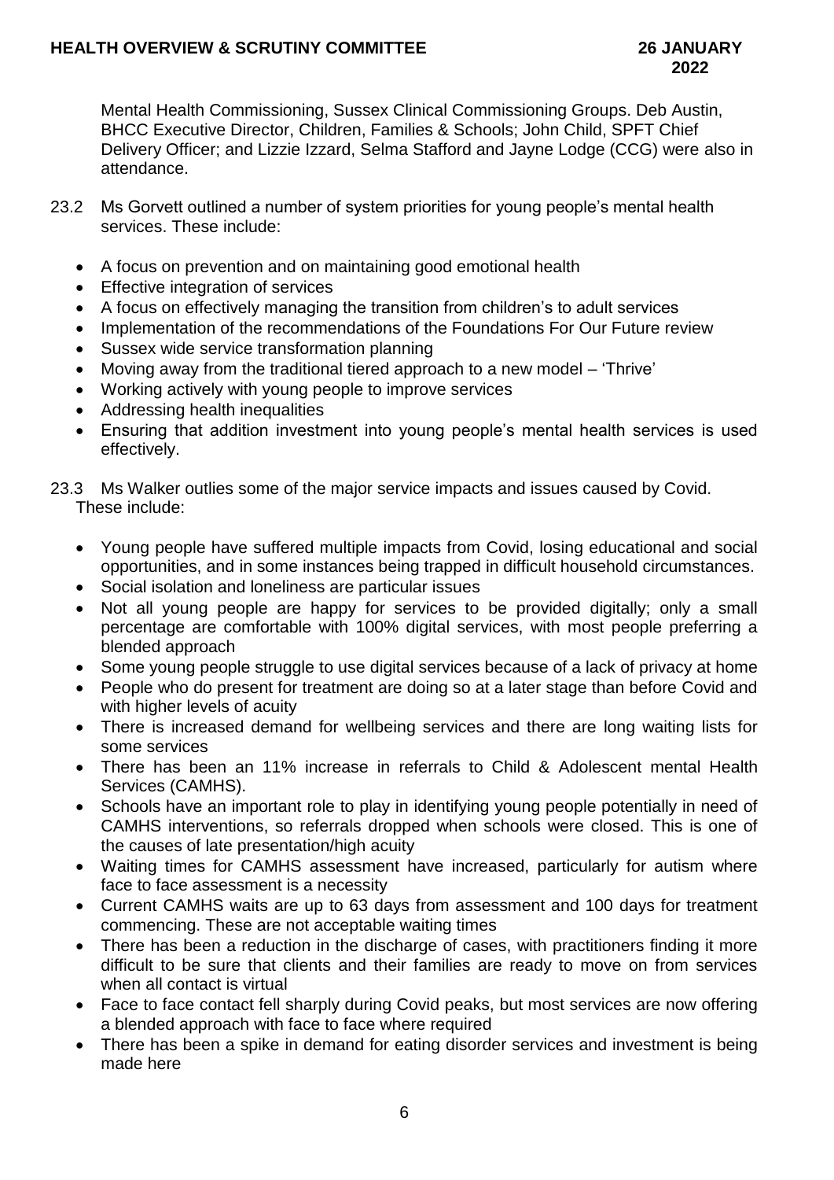Mental Health Commissioning, Sussex Clinical Commissioning Groups. Deb Austin, BHCC Executive Director, Children, Families & Schools; John Child, SPFT Chief Delivery Officer; and Lizzie Izzard, Selma Stafford and Jayne Lodge (CCG) were also in attendance.

23.2 Ms Gorvett outlined a number of system priorities for young people's mental health services. These include:

- A focus on prevention and on maintaining good emotional health
- Effective integration of services
- A focus on effectively managing the transition from children's to adult services
- Implementation of the recommendations of the Foundations For Our Future review
- Sussex wide service transformation planning
- Moving away from the traditional tiered approach to a new model – 'Thrive'
- Working actively with young people to improve services
- Addressing health inequalities
- Ensuring that addition investment into young people's mental health services is used effectively.

23.3 Ms Walker outlies some of the major service impacts and issues caused by Covid. These include:

- Young people have suffered multiple impacts from Covid, losing educational and social opportunities, and in some instances being trapped in difficult household circumstances.
- Social isolation and loneliness are particular issues
- Not all young people are happy for services to be provided digitally; only a small percentage are comfortable with 100% digital services, with most people preferring a blended approach
- Some young people struggle to use digital services because of a lack of privacy at home
- People who do present for treatment are doing so at a later stage than before Covid and with higher levels of acuity
- There is increased demand for wellbeing services and there are long waiting lists for some services
- There has been an 11% increase in referrals to Child & Adolescent mental Health Services (CAMHS).
- Schools have an important role to play in identifying young people potentially in need of CAMHS interventions, so referrals dropped when schools were closed. This is one of the causes of late presentation/high acuity
- Waiting times for CAMHS assessment have increased, particularly for autism where face to face assessment is a necessity
- Current CAMHS waits are up to 63 days from assessment and 100 days for treatment commencing. These are not acceptable waiting times
- There has been a reduction in the discharge of cases, with practitioners finding it more difficult to be sure that clients and their families are ready to move on from services when all contact is virtual
- Face to face contact fell sharply during Covid peaks, but most services are now offering a blended approach with face to face where required
- There has been a spike in demand for eating disorder services and investment is being made here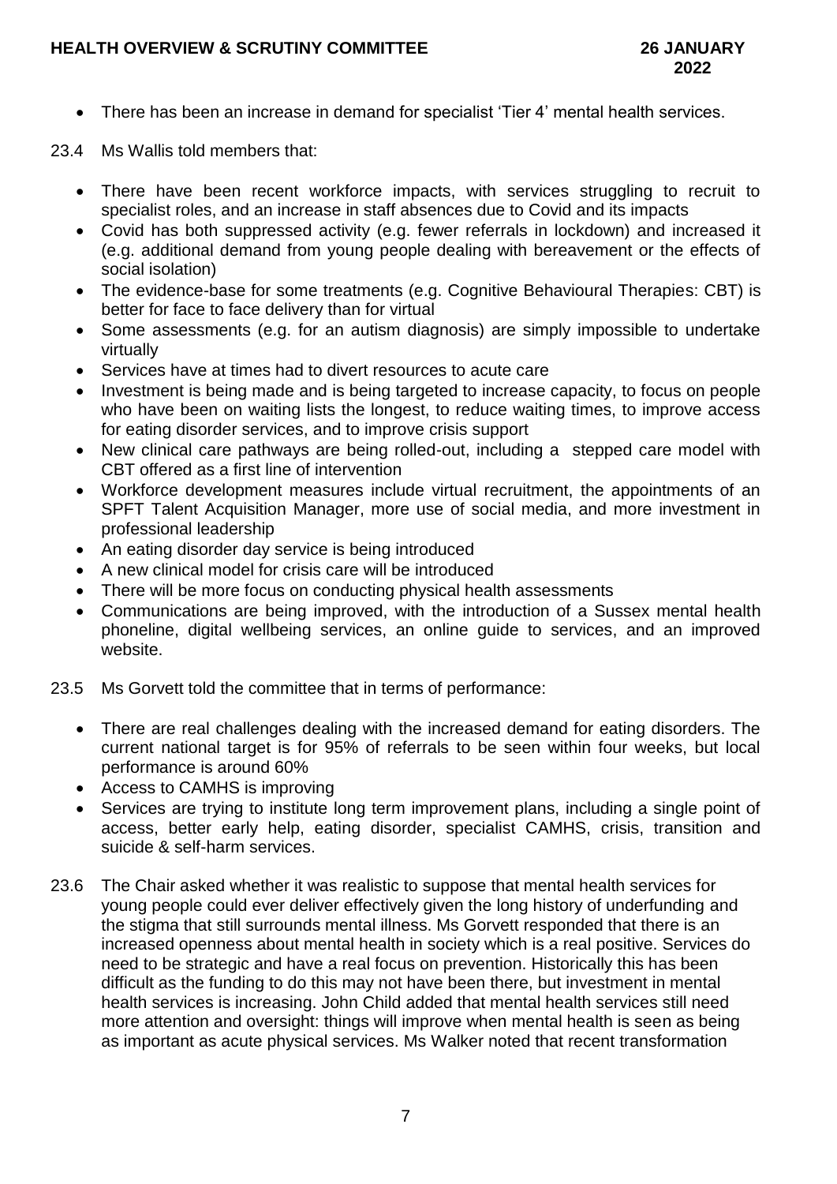- There has been an increase in demand for specialist 'Tier 4' mental health services.

23.4 Ms Wallis told members that:

- There have been recent workforce impacts, with services struggling to recruit to specialist roles, and an increase in staff absences due to Covid and its impacts
- Covid has both suppressed activity (e.g. fewer referrals in lockdown) and increased it (e.g. additional demand from young people dealing with bereavement or the effects of social isolation)
- The evidence-base for some treatments (e.g. Cognitive Behavioural Therapies: CBT) is better for face to face delivery than for virtual
- Some assessments (e.g. for an autism diagnosis) are simply impossible to undertake virtually
- Services have at times had to divert resources to acute care
- Investment is being made and is being targeted to increase capacity, to focus on people who have been on waiting lists the longest, to reduce waiting times, to improve access for eating disorder services, and to improve crisis support
- New clinical care pathways are being rolled-out, including a stepped care model with CBT offered as a first line of intervention
- Workforce development measures include virtual recruitment, the appointments of an SPFT Talent Acquisition Manager, more use of social media, and more investment in professional leadership
- An eating disorder day service is being introduced
- A new clinical model for crisis care will be introduced
- There will be more focus on conducting physical health assessments
- Communications are being improved, with the introduction of a Sussex mental health phoneline, digital wellbeing services, an online guide to services, and an improved website.

23.5 Ms Gorvett told the committee that in terms of performance:

- There are real challenges dealing with the increased demand for eating disorders. The current national target is for 95% of referrals to be seen within four weeks, but local performance is around 60%
- Access to CAMHS is improving
- Services are trying to institute long term improvement plans, including a single point of access, better early help, eating disorder, specialist CAMHS, crisis, transition and suicide & self-harm services.

23.6 The Chair asked whether it was realistic to suppose that mental health services for young people could ever deliver effectively given the long history of underfunding and the stigma that still surrounds mental illness. Ms Gorvett responded that there is an increased openness about mental health in society which is a real positive. Services do need to be strategic and have a real focus on prevention. Historically this has been difficult as the funding to do this may not have been there, but investment in mental health services is increasing. John Child added that mental health services still need more attention and oversight: things will improve when mental health is seen as being as important as acute physical services. Ms Walker noted that recent transformation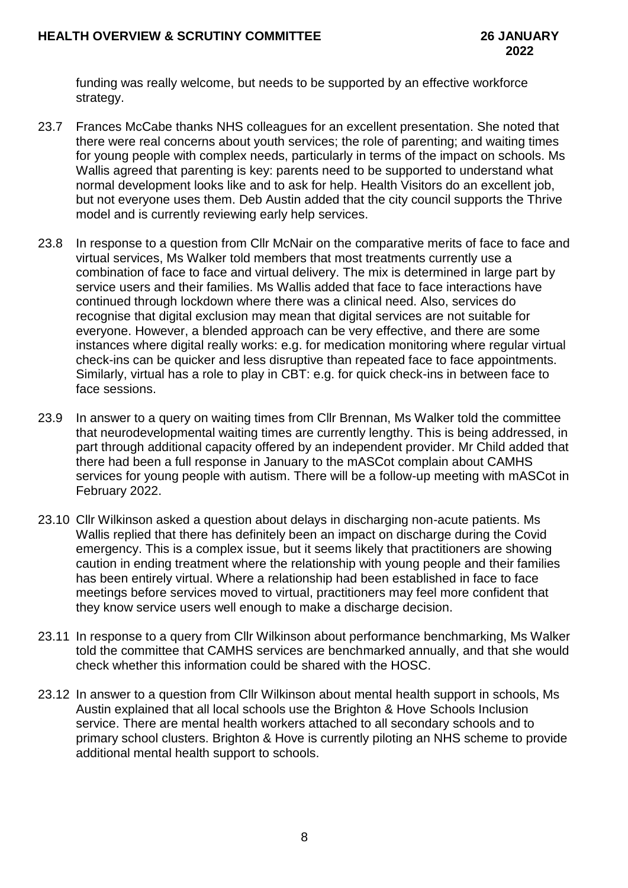funding was really welcome, but needs to be supported by an effective workforce strategy.

23.7 Frances McCabe thanks NHS colleagues for an excellent presentation. She noted that there were real concerns about youth services; the role of parenting; and waiting times for young people with complex needs, particularly in terms of the impact on schools. Ms Wallis agreed that parenting is key: parents need to be supported to understand what normal development looks like and to ask for help. Health Visitors do an excellent job, but not everyone uses them. Deb Austin added that the city council supports the Thrive model and is currently reviewing early help services.

23.8 In response to a question from Cllr McNair on the comparative merits of face to face and virtual services, Ms Walker told members that most treatments currently use a combination of face to face and virtual delivery. The mix is determined in large part by service users and their families. Ms Wallis added that face to face interactions have continued through lockdown where there was a clinical need. Also, services do recognise that digital exclusion may mean that digital services are not suitable for everyone. However, a blended approach can be very effective, and there are some instances where digital really works: e.g. for medication monitoring where regular virtual check-ins can be quicker and less disruptive than repeated face to face appointments. Similarly, virtual has a role to play in CBT: e.g. for quick check-ins in between face to face sessions.

23.9 In answer to a query on waiting times from Cllr Brennan, Ms Walker told the committee that neurodevelopmental waiting times are currently lengthy. This is being addressed, in part through additional capacity offered by an independent provider. Mr Child added that there had been a full response in January to the mASCot complain about CAMHS services for young people with autism. There will be a follow-up meeting with mASCot in February 2022.

23.10 Cllr Wilkinson asked a question about delays in discharging non-acute patients. Ms Wallis replied that there has definitely been an impact on discharge during the Covid emergency. This is a complex issue, but it seems likely that practitioners are showing caution in ending treatment where the relationship with young people and their families has been entirely virtual. Where a relationship had been established in face to face meetings before services moved to virtual, practitioners may feel more confident that they know service users well enough to make a discharge decision.

23.11 In response to a query from Cllr Wilkinson about performance benchmarking, Ms Walker told the committee that CAMHS services are benchmarked annually, and that she would check whether this information could be shared with the HOSC.

23.12 In answer to a question from Cllr Wilkinson about mental health support in schools, Ms Austin explained that all local schools use the Brighton & Hove Schools Inclusion service. There are mental health workers attached to all secondary schools and to primary school clusters. Brighton & Hove is currently piloting an NHS scheme to provide additional mental health support to schools.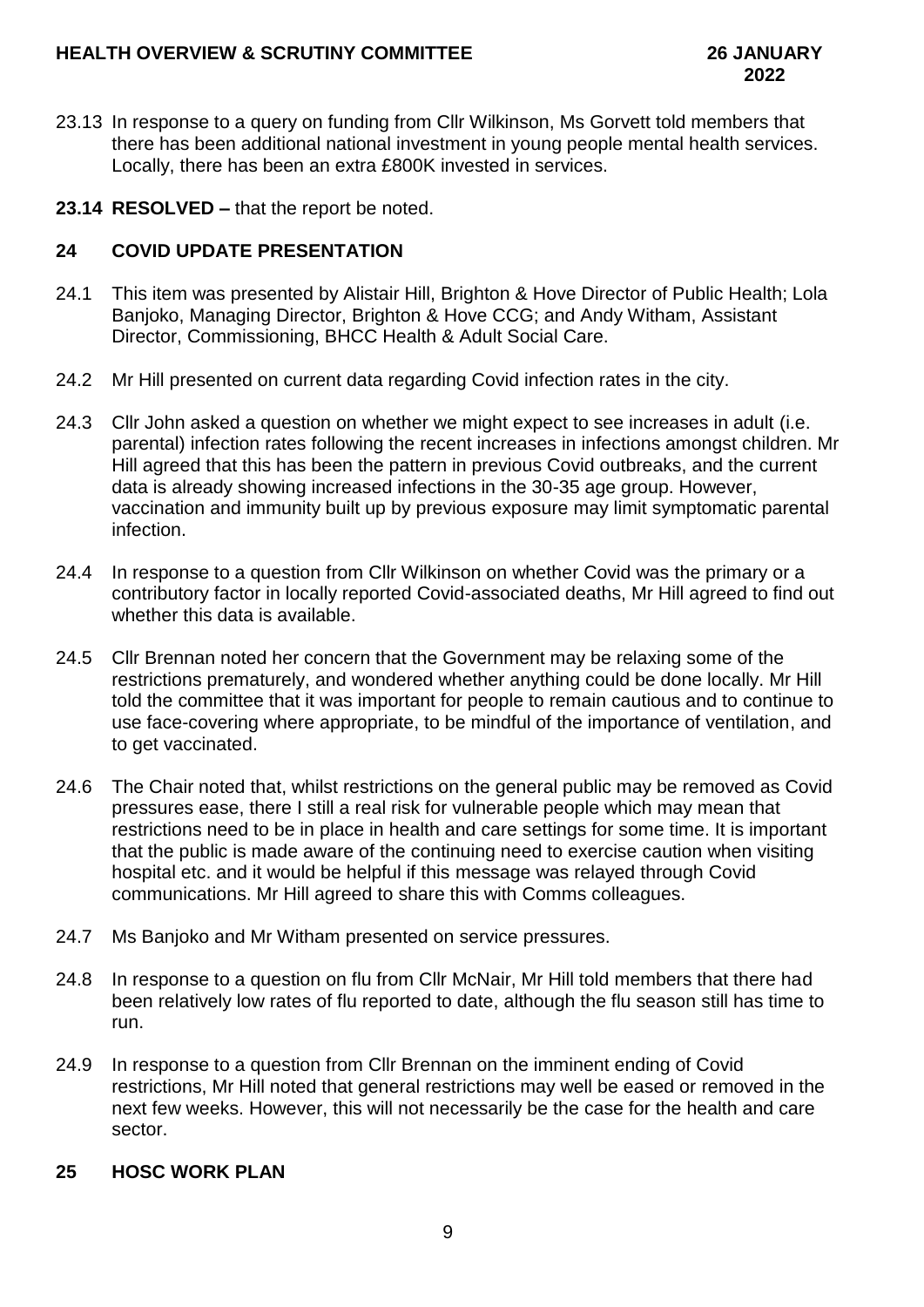23.13 In response to a query on funding from Cllr Wilkinson, Ms Gorvett told members that there has been additional national investment in young people mental health services. Locally, there has been an extra £800K invested in services.

**23.14 RESOLVED –** that the report be noted.

## 24 COVID UPDATE PRESENTATION

24.1 This item was presented by Alistair Hill, Brighton & Hove Director of Public Health; Lola Banjoko, Managing Director, Brighton & Hove CCG; and Andy Witham, Assistant Director, Commissioning, BHCC Health & Adult Social Care.

24.2 Mr Hill presented on current data regarding Covid infection rates in the city.

24.3 Cllr John asked a question on whether we might expect to see increases in adult (i.e. parental) infection rates following the recent increases in infections amongst children. Mr Hill agreed that this has been the pattern in previous Covid outbreaks, and the current data is already showing increased infections in the 30-35 age group. However, vaccination and immunity built up by previous exposure may limit symptomatic parental infection.

24.4 In response to a question from Cllr Wilkinson on whether Covid was the primary or a contributory factor in locally reported Covid-associated deaths, Mr Hill agreed to find out whether this data is available.

24.5 Cllr Brennan noted her concern that the Government may be relaxing some of the restrictions prematurely, and wondered whether anything could be done locally. Mr Hill told the committee that it was important for people to remain cautious and to continue to use face-covering where appropriate, to be mindful of the importance of ventilation, and to get vaccinated.

24.6 The Chair noted that, whilst restrictions on the general public may be removed as Covid pressures ease, there I still a real risk for vulnerable people which may mean that restrictions need to be in place in health and care settings for some time. It is important that the public is made aware of the continuing need to exercise caution when visiting hospital etc. and it would be helpful if this message was relayed through Covid communications. Mr Hill agreed to share this with Comms colleagues.

24.7 Ms Banjoko and Mr Witham presented on service pressures.

24.8 In response to a question on flu from Cllr McNair, Mr Hill told members that there had been relatively low rates of flu reported to date, although the flu season still has time to run.

24.9 In response to a question from Cllr Brennan on the imminent ending of Covid restrictions, Mr Hill noted that general restrictions may well be eased or removed in the next few weeks. However, this will not necessarily be the case for the health and care sector.

## 25 HOSC WORK PLAN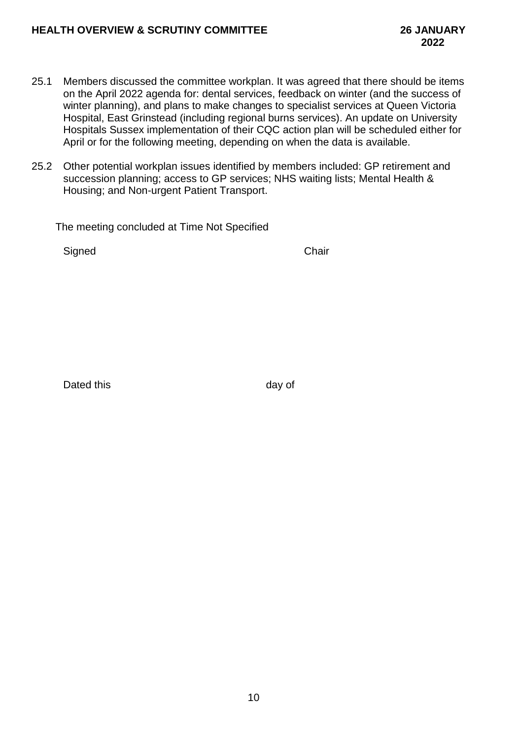25.1 Members discussed the committee workplan. It was agreed that there should be items on the April 2022 agenda for: dental services, feedback on winter (and the success of winter planning), and plans to make changes to specialist services at Queen Victoria Hospital, East Grinstead (including regional burns services). An update on University Hospitals Sussex implementation of their CQC action plan will be scheduled either for April or for the following meeting, depending on when the data is available.

25.2 Other potential workplan issues identified by members included: GP retirement and succession planning; access to GP services; NHS waiting lists; Mental Health & Housing; and Non-urgent Patient Transport.

The meeting concluded at Time Not Specified

Signed Chair

Dated this day of